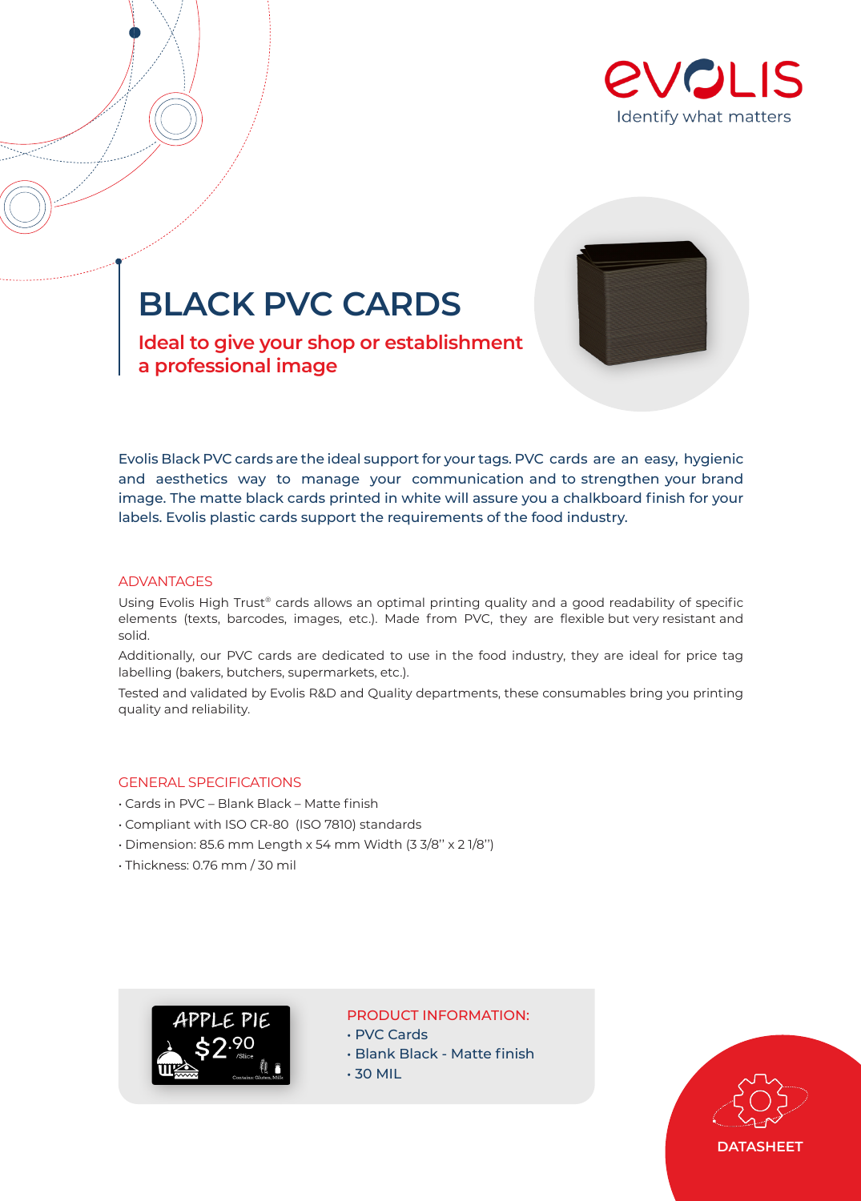Evolis
Identify what matters

# BLACK PVC CARDS

## Ideal to give your shop or establishment a professional image

Evolis Black PVC cards are the ideal support for your tags. PVC cards are an easy, hygienic and aesthetics way to manage your communication and to strengthen your brand image. The matte black cards printed in white will assure you a chalkboard finish for your labels. Evolis plastic cards support the requirements of the food industry.

### ADVANTAGES

Using Evolis High Trust® cards allows an optimal printing quality and a good readability of specific elements (texts, barcodes, images, etc.). Made from PVC, they are flexible but very resistant and solid.

Additionally, our PVC cards are dedicated to use in the food industry, they are ideal for price tag labelling (bakers, butchers, supermarkets, etc.).

Tested and validated by Evolis R&D and Quality departments, these consumables bring you printing quality and reliability.

### GENERAL SPECIFICATIONS

- Cards in PVC – Blank Black – Matte finish
- Compliant with ISO CR-80 (ISO 7810) standards
- Dimension: 85.6 mm Length x 54 mm Width (3 3/8'' x 2 1/8'')
- Thickness: 0.76 mm / 30 mil

APPLE PIE
$2.90 /Slice
Contains: Gluten, Milk

### PRODUCT INFORMATION:

- PVC Cards
- Blank Black - Matte finish
- 30 MIL

DATASHEET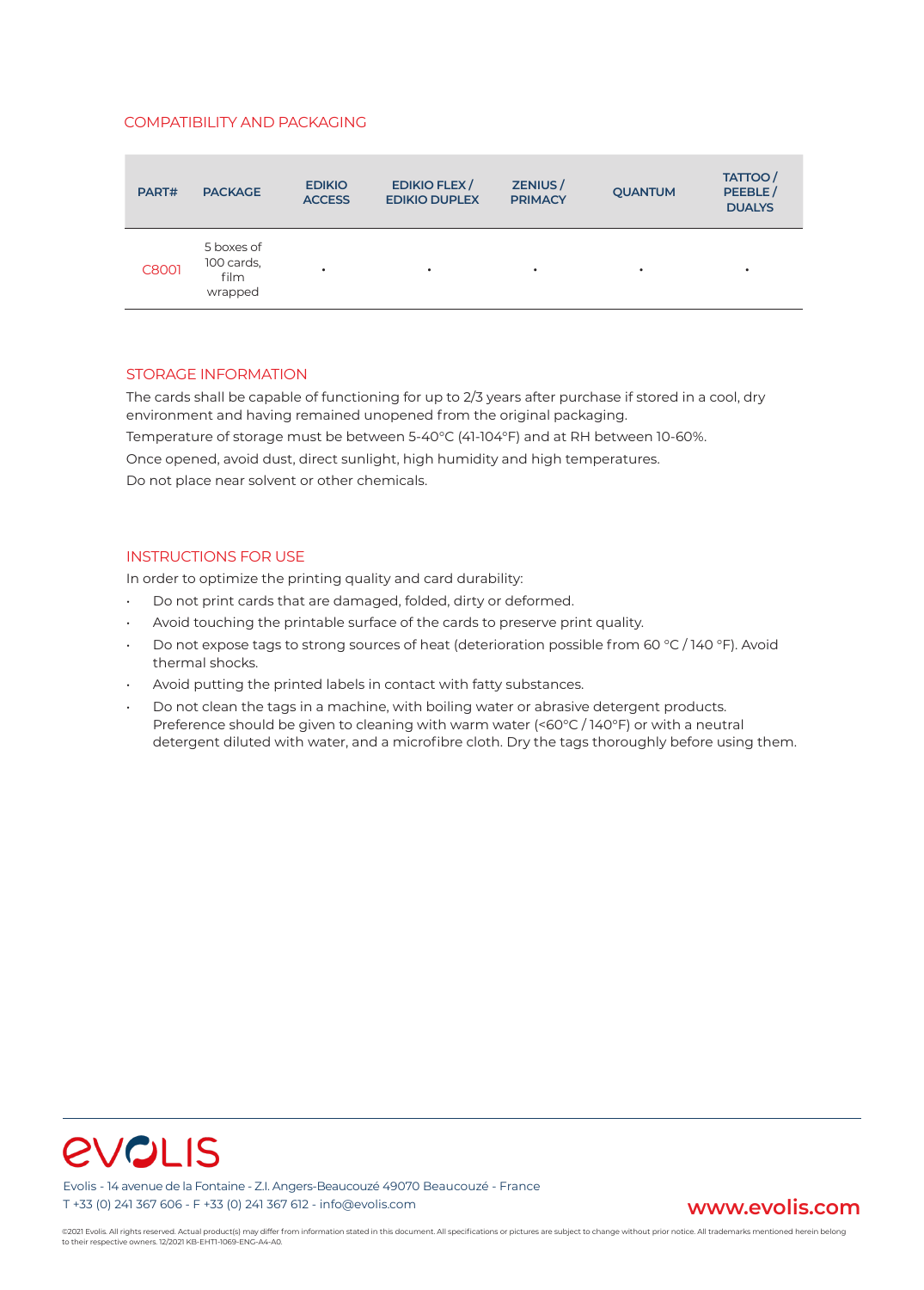## COMPATIBILITY AND PACKAGING

| PART# | PACKAGE | EDIKIO ACCESS | EDIKIO FLEX / EDIKIO DUPLEX | ZENIUS / PRIMACY | QUANTUM | TATTOO / PEEBLE / DUALYS |
|---|---|---|---|---|---|---|
| C8001 | 5 boxes of 100 cards, film wrapped | • | • | • | • | • |

## STORAGE INFORMATION

The cards shall be capable of functioning for up to 2/3 years after purchase if stored in a cool, dry environment and having remained unopened from the original packaging.

Temperature of storage must be between 5-40°C (41-104°F) and at RH between 10-60%.

Once opened, avoid dust, direct sunlight, high humidity and high temperatures.

Do not place near solvent or other chemicals.

## INSTRUCTIONS FOR USE

In order to optimize the printing quality and card durability:

- Do not print cards that are damaged, folded, dirty or deformed.
- Avoid touching the printable surface of the cards to preserve print quality.
- Do not expose tags to strong sources of heat (deterioration possible from 60 °C / 140 °F). Avoid thermal shocks.
- Avoid putting the printed labels in contact with fatty substances.
- Do not clean the tags in a machine, with boiling water or abrasive detergent products. Preference should be given to cleaning with warm water (<60°C / 140°F) or with a neutral detergent diluted with water, and a microfibre cloth. Dry the tags thoroughly before using them.

EVOLIS

Evolis - 14 avenue de la Fontaine - Z.I. Angers-Beaucouzé 49070 Beaucouzé - France
T +33 (0) 241 367 606 - F +33 (0) 241 367 612 - info@evolis.com

www.evolis.com

©2021 Evolis. All rights reserved. Actual product(s) may differ from information stated in this document. All specifications or pictures are subject to change without prior notice. All trademarks mentioned herein belong to their respective owners. 12/2021 KB-EHT1-1069-ENG-A4-A0.